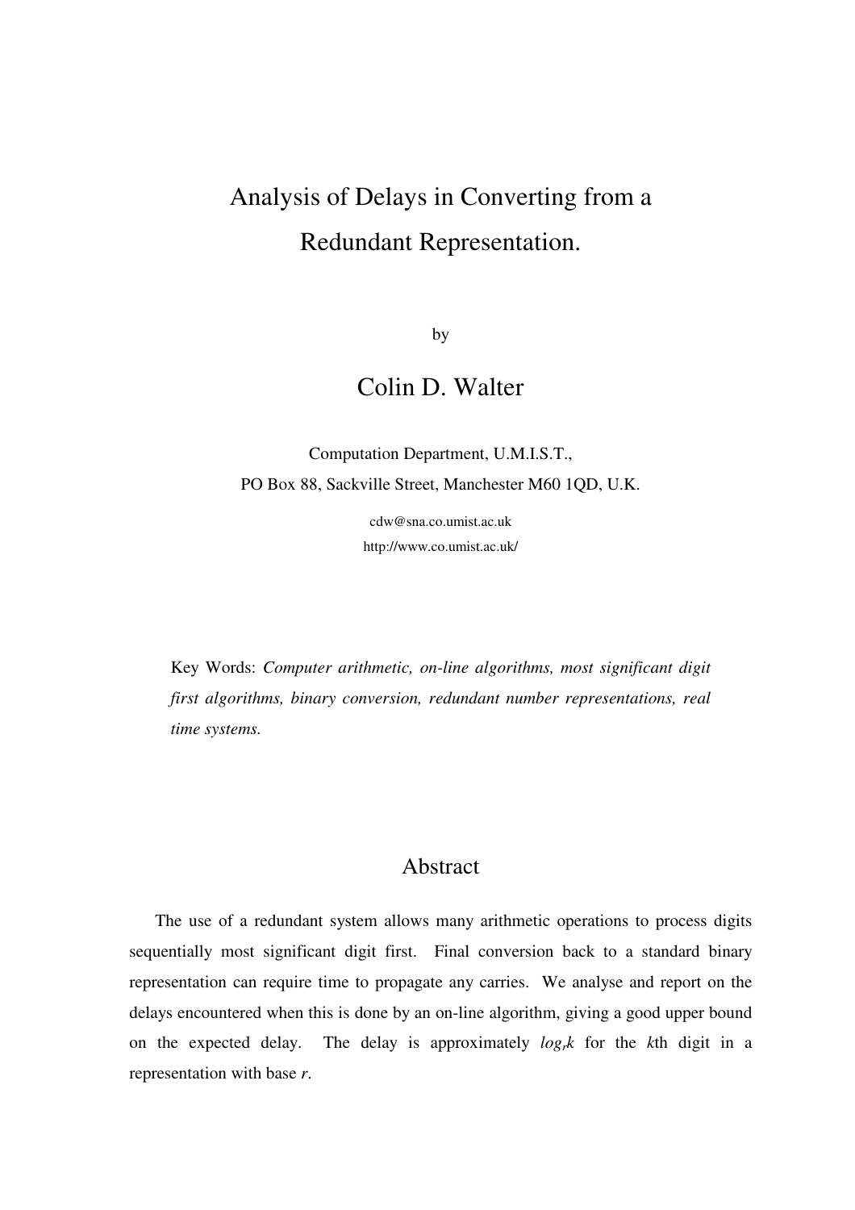# Analysis of Delays in Converting from a Redundant Representation.

by

## Colin D. Walter

Computation Department, U.M.I.S.T.,
PO Box 88, Sackville Street, Manchester M60 1QD, U.K.

cdw@sna.co.umist.ac.uk
http://www.co.umist.ac.uk/

Key Words: *Computer arithmetic, on-line algorithms, most significant digit first algorithms, binary conversion, redundant number representations, real time systems.*

## Abstract

The use of a redundant system allows many arithmetic operations to process digits sequentially most significant digit first. Final conversion back to a standard binary representation can require time to propagate any carries. We analyse and report on the delays encountered when this is done by an on-line algorithm, giving a good upper bound on the expected delay. The delay is approximately $log_r k$ for the $k$th digit in a representation with base $r$.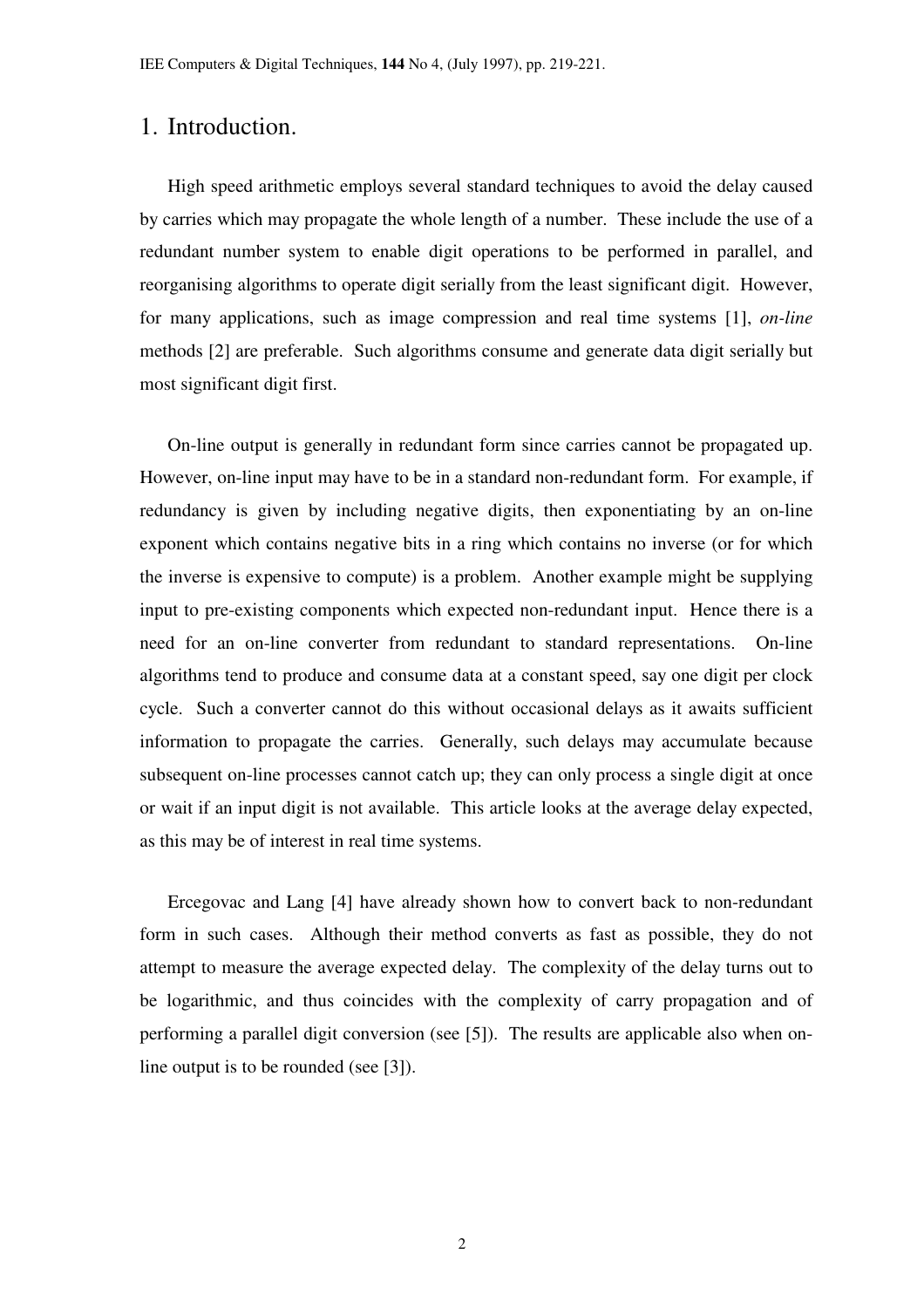# 1. Introduction.

High speed arithmetic employs several standard techniques to avoid the delay caused by carries which may propagate the whole length of a number. These include the use of a redundant number system to enable digit operations to be performed in parallel, and reorganising algorithms to operate digit serially from the least significant digit. However, for many applications, such as image compression and real time systems [1], *on-line* methods [2] are preferable. Such algorithms consume and generate data digit serially but most significant digit first.

On-line output is generally in redundant form since carries cannot be propagated up. However, on-line input may have to be in a standard non-redundant form. For example, if redundancy is given by including negative digits, then exponentiating by an on-line exponent which contains negative bits in a ring which contains no inverse (or for which the inverse is expensive to compute) is a problem. Another example might be supplying input to pre-existing components which expected non-redundant input. Hence there is a need for an on-line converter from redundant to standard representations. On-line algorithms tend to produce and consume data at a constant speed, say one digit per clock cycle. Such a converter cannot do this without occasional delays as it awaits sufficient information to propagate the carries. Generally, such delays may accumulate because subsequent on-line processes cannot catch up; they can only process a single digit at once or wait if an input digit is not available. This article looks at the average delay expected, as this may be of interest in real time systems.

Ercegovac and Lang [4] have already shown how to convert back to non-redundant form in such cases. Although their method converts as fast as possible, they do not attempt to measure the average expected delay. The complexity of the delay turns out to be logarithmic, and thus coincides with the complexity of carry propagation and of performing a parallel digit conversion (see [5]). The results are applicable also when on-line output is to be rounded (see [3]).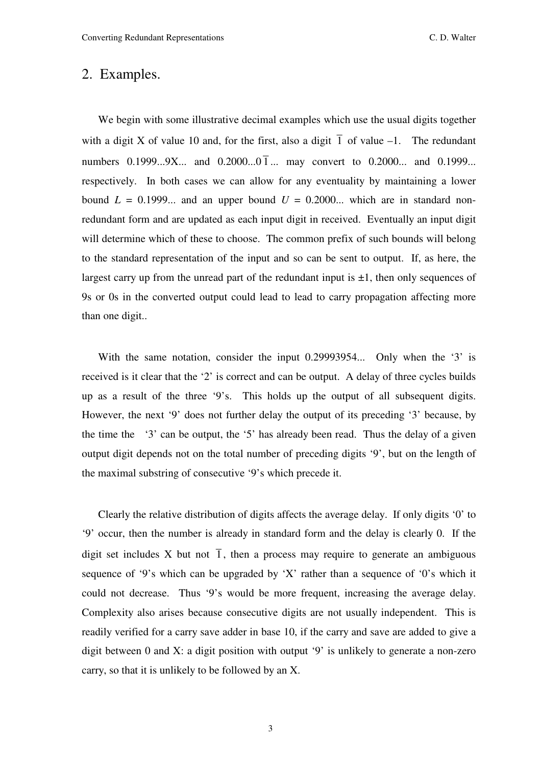## 2. Examples.

We begin with some illustrative decimal examples which use the usual digits together with a digit X of value 10 and, for the first, also a digit $\overline{1}$ of value –1. The redundant numbers 0.1999...9X... and 0.2000...0$\overline{1}$... may convert to 0.2000... and 0.1999... respectively. In both cases we can allow for any eventuality by maintaining a lower bound $L$ = 0.1999... and an upper bound $U$ = 0.2000... which are in standard non-redundant form and are updated as each input digit in received. Eventually an input digit will determine which of these to choose. The common prefix of such bounds will belong to the standard representation of the input and so can be sent to output. If, as here, the largest carry up from the unread part of the redundant input is ±1, then only sequences of 9s or 0s in the converted output could lead to lead to carry propagation affecting more than one digit..

With the same notation, consider the input 0.29993954... Only when the '3' is received is it clear that the '2' is correct and can be output. A delay of three cycles builds up as a result of the three '9's. This holds up the output of all subsequent digits. However, the next '9' does not further delay the output of its preceding '3' because, by the time the '3' can be output, the '5' has already been read. Thus the delay of a given output digit depends not on the total number of preceding digits '9', but on the length of the maximal substring of consecutive '9's which precede it.

Clearly the relative distribution of digits affects the average delay. If only digits '0' to '9' occur, then the number is already in standard form and the delay is clearly 0. If the digit set includes X but not $\overline{1}$, then a process may require to generate an ambiguous sequence of '9's which can be upgraded by 'X' rather than a sequence of '0's which it could not decrease. Thus '9's would be more frequent, increasing the average delay. Complexity also arises because consecutive digits are not usually independent. This is readily verified for a carry save adder in base 10, if the carry and save are added to give a digit between 0 and X: a digit position with output '9' is unlikely to generate a non-zero carry, so that it is unlikely to be followed by an X.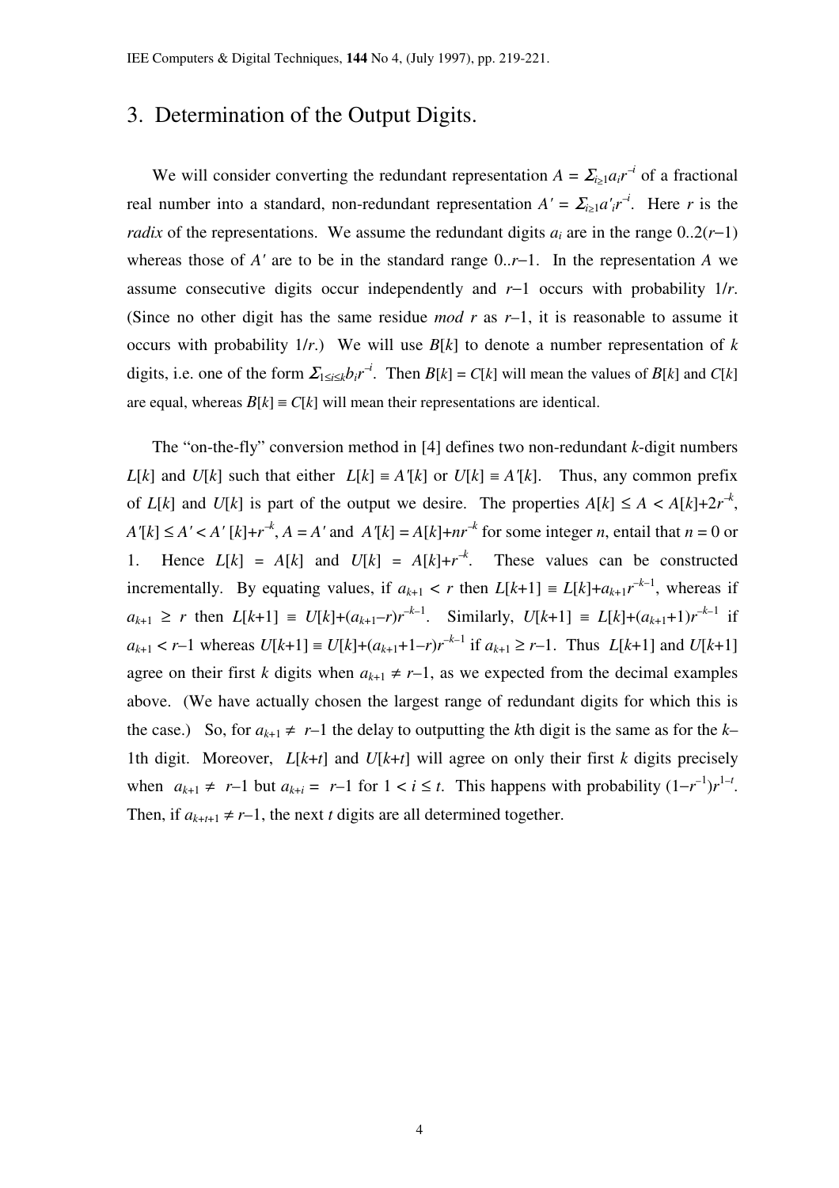## 3. Determination of the Output Digits.

We will consider converting the redundant representation $A = \Sigma_{i\geq 1} a_i r^{-i}$ of a fractional real number into a standard, non-redundant representation $A' = \Sigma_{i\geq 1} a'_i r^{-i}$. Here $r$ is the *radix* of the representations. We assume the redundant digits $a_i$ are in the range $0..2(r-1)$ whereas those of $A'$ are to be in the standard range $0..r-1$. In the representation $A$ we assume consecutive digits occur independently and $r-1$ occurs with probability $1/r$. (Since no other digit has the same residue *mod* $r$ as $r-1$, it is reasonable to assume it occurs with probability $1/r$.) We will use $B[k]$ to denote a number representation of $k$ digits, i.e. one of the form $\Sigma_{1\leq i\leq k} b_i r^{-i}$. Then $B[k] = C[k]$ will mean the values of $B[k]$ and $C[k]$ are equal, whereas $B[k] \equiv C[k]$ will mean their representations are identical.

The "on-the-fly" conversion method in [4] defines two non-redundant $k$-digit numbers $L[k]$ and $U[k]$ such that either $L[k] \equiv A'[k]$ or $U[k] \equiv A'[k]$. Thus, any common prefix of $L[k]$ and $U[k]$ is part of the output we desire. The properties $A[k] \leq A < A[k]+2r^{-k}$, $A'[k] \leq A' < A'[k]+r^{-k}$, $A = A'$ and $A'[k] = A[k]+nr^{-k}$ for some integer $n$, entail that $n = 0$ or 1. Hence $L[k] = A[k]$ and $U[k] = A[k]+r^{-k}$. These values can be constructed incrementally. By equating values, if $a_{k+1} < r$ then $L[k+1] \equiv L[k]+a_{k+1}r^{-k-1}$, whereas if $a_{k+1} \geq r$ then $L[k+1] \equiv U[k]+(a_{k+1}-r)r^{-k-1}$. Similarly, $U[k+1] \equiv L[k]+(a_{k+1}+1)r^{-k-1}$ if $a_{k+1} < r-1$ whereas $U[k+1] \equiv U[k]+(a_{k+1}+1-r)r^{-k-1}$ if $a_{k+1} \geq r-1$. Thus $L[k+1]$ and $U[k+1]$ agree on their first $k$ digits when $a_{k+1} \neq r-1$, as we expected from the decimal examples above. (We have actually chosen the largest range of redundant digits for which this is the case.) So, for $a_{k+1} \neq r-1$ the delay to outputting the $k$th digit is the same as for the $k-$1th digit. Moreover, $L[k+t]$ and $U[k+t]$ will agree on only their first $k$ digits precisely when $a_{k+1} \neq r-1$ but $a_{k+i} = r-1$ for $1 < i \leq t$. This happens with probability $(1-r^{-1})r^{1-t}$. Then, if $a_{k+t+1} \neq r-1$, the next $t$ digits are all determined together.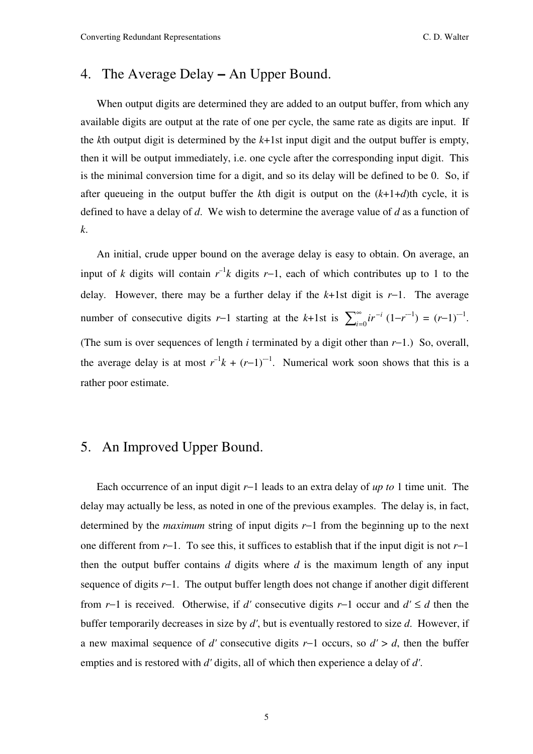## 4. The Average Delay – An Upper Bound.

When output digits are determined they are added to an output buffer, from which any available digits are output at the rate of one per cycle, the same rate as digits are input. If the $k$th output digit is determined by the $k$+1st input digit and the output buffer is empty, then it will be output immediately, i.e. one cycle after the corresponding input digit. This is the minimal conversion time for a digit, and so its delay will be defined to be 0. So, if after queueing in the output buffer the $k$th digit is output on the $(k+1+d)$th cycle, it is defined to have a delay of $d$. We wish to determine the average value of $d$ as a function of $k$.

An initial, crude upper bound on the average delay is easy to obtain. On average, an input of $k$ digits will contain $r^{-1}k$ digits $r-1$, each of which contributes up to 1 to the delay. However, there may be a further delay if the $k$+1st digit is $r-1$. The average number of consecutive digits $r-1$ starting at the $k$+1st is $\sum_{i=0}^{\infty} i r^{-i} (1-r^{-1}) = (r-1)^{-1}$. (The sum is over sequences of length $i$ terminated by a digit other than $r-1$.) So, overall, the average delay is at most $r^{-1}k + (r-1)^{-1}$. Numerical work soon shows that this is a rather poor estimate.

## 5. An Improved Upper Bound.

Each occurrence of an input digit $r-1$ leads to an extra delay of *up to* 1 time unit. The delay may actually be less, as noted in one of the previous examples. The delay is, in fact, determined by the *maximum* string of input digits $r-1$ from the beginning up to the next one different from $r-1$. To see this, it suffices to establish that if the input digit is not $r-1$ then the output buffer contains $d$ digits where $d$ is the maximum length of any input sequence of digits $r-1$. The output buffer length does not change if another digit different from $r-1$ is received. Otherwise, if $d'$ consecutive digits $r-1$ occur and $d' \le d$ then the buffer temporarily decreases in size by $d'$, but is eventually restored to size $d$. However, if a new maximal sequence of $d'$ consecutive digits $r-1$ occurs, so $d' > d$, then the buffer empties and is restored with $d'$ digits, all of which then experience a delay of $d'$.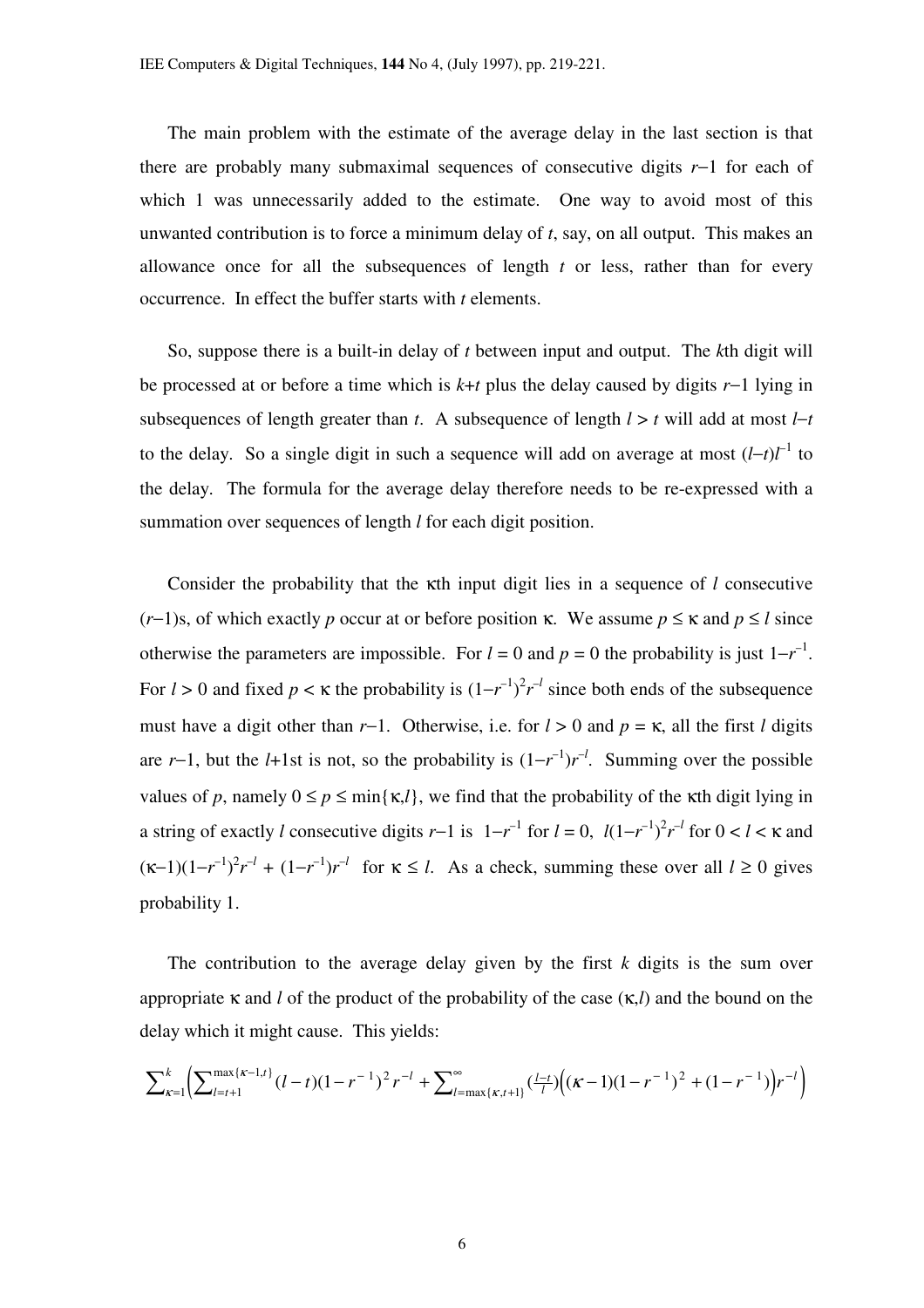The main problem with the estimate of the average delay in the last section is that there are probably many submaximal sequences of consecutive digits $r-1$ for each of which 1 was unnecessarily added to the estimate. One way to avoid most of this unwanted contribution is to force a minimum delay of $t$, say, on all output. This makes an allowance once for all the subsequences of length $t$ or less, rather than for every occurrence. In effect the buffer starts with $t$ elements.

So, suppose there is a built-in delay of $t$ between input and output. The $k$th digit will be processed at or before a time which is $k+t$ plus the delay caused by digits $r-1$ lying in subsequences of length greater than $t$. A subsequence of length $l > t$ will add at most $l-t$ to the delay. So a single digit in such a sequence will add on average at most $(l-t)l^{-1}$ to the delay. The formula for the average delay therefore needs to be re-expressed with a summation over sequences of length $l$ for each digit position.

Consider the probability that the $\kappa$th input digit lies in a sequence of $l$ consecutive $(r-1)$s, of which exactly $p$ occur at or before position $\kappa$. We assume $p \le \kappa$ and $p \le l$ since otherwise the parameters are impossible. For $l = 0$ and $p = 0$ the probability is just $1-r^{-1}$. For $l > 0$ and fixed $p < \kappa$ the probability is $(1-r^{-1})^2 r^{-l}$ since both ends of the subsequence must have a digit other than $r-1$. Otherwise, i.e. for $l > 0$ and $p = \kappa$, all the first $l$ digits are $r-1$, but the $l$+1st is not, so the probability is $(1-r^{-1})r^{-l}$. Summing over the possible values of $p$, namely $0 \le p \le \min\{\kappa, l\}$, we find that the probability of the $\kappa$th digit lying in a string of exactly $l$ consecutive digits $r-1$ is $1-r^{-1}$ for $l = 0$, $l(1-r^{-1})^2 r^{-l}$ for $0 < l < \kappa$ and $(\kappa-1)(1-r^{-1})^2 r^{-l} + (1-r^{-1})r^{-l}$ for $\kappa \le l$. As a check, summing these over all $l \ge 0$ gives probability 1.

The contribution to the average delay given by the first $k$ digits is the sum over appropriate $\kappa$ and $l$ of the product of the probability of the case $(\kappa, l)$ and the bound on the delay which it might cause. This yields:

$$\sum_{\kappa=1}^{k}\left(\sum_{l=t+1}^{\max\{\kappa-1,t\}}(l-t)(1-r^{-1})^2 r^{-l} + \sum_{l=\max\{\kappa,t+1\}}^{\infty}\left(\tfrac{l-t}{l}\right)\left((\kappa-1)(1-r^{-1})^2 + (1-r^{-1})\right)r^{-l}\right)$$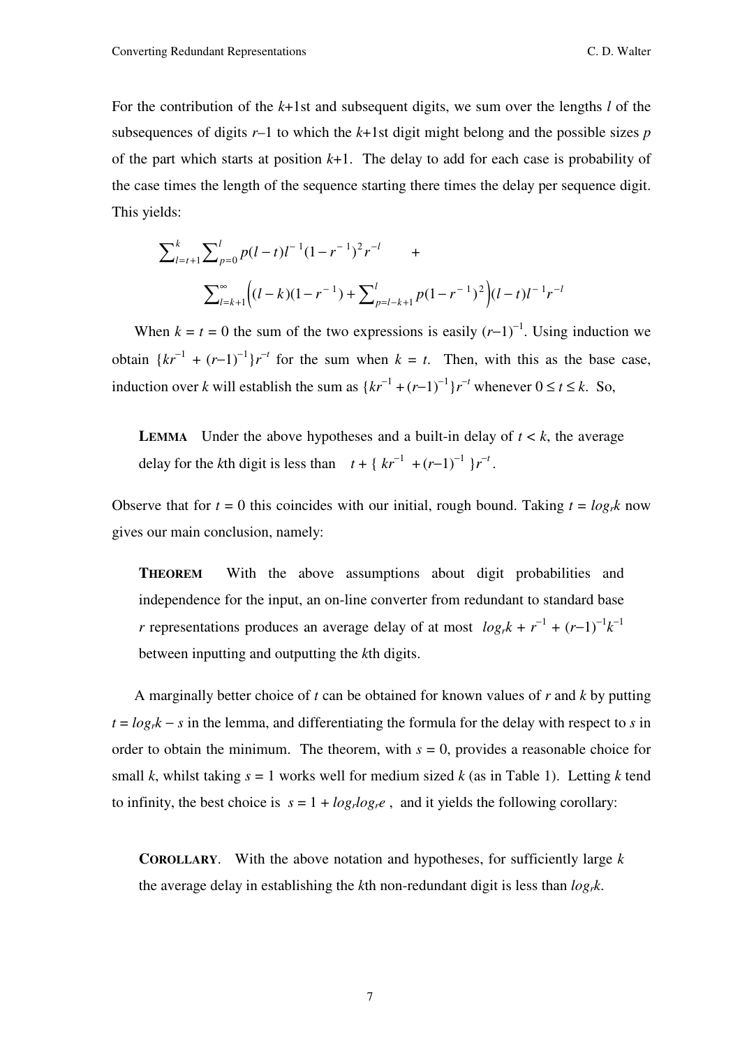For the contribution of the $k$+1st and subsequent digits, we sum over the lengths $l$ of the subsequences of digits $r$–1 to which the $k$+1st digit might belong and the possible sizes $p$ of the part which starts at position $k$+1. The delay to add for each case is probability of the case times the length of the sequence starting there times the delay per sequence digit. This yields:

$$\sum_{l=t+1}^{k}\sum_{p=0}^{l} p(l-t)l^{-1}(1-r^{-1})^2 r^{-l} \quad +$$

$$\sum_{l=k+1}^{\infty}\left((l-k)(1-r^{-1})+\sum_{p=l-k+1}^{l} p(1-r^{-1})^2\right)(l-t)l^{-1}r^{-l}$$

When $k = t = 0$ the sum of the two expressions is easily $(r-1)^{-1}$. Using induction we obtain $\{kr^{-1} + (r-1)^{-1}\}r^{-t}$ for the sum when $k = t$. Then, with this as the base case, induction over $k$ will establish the sum as $\{kr^{-1} + (r-1)^{-1}\}r^{-t}$ whenever $0 \le t \le k$. So,

> **LEMMA** Under the above hypotheses and a built-in delay of $t < k$, the average delay for the $k$th digit is less than $t + \{ kr^{-1} + (r-1)^{-1} \}r^{-t}$.

Observe that for $t = 0$ this coincides with our initial, rough bound. Taking $t = \log_r k$ now gives our main conclusion, namely:

> **THEOREM** With the above assumptions about digit probabilities and independence for the input, an on-line converter from redundant to standard base $r$ representations produces an average delay of at most $\log_r k + r^{-1} + (r-1)^{-1}k^{-1}$ between inputting and outputting the $k$th digits.

A marginally better choice of $t$ can be obtained for known values of $r$ and $k$ by putting $t = \log_r k - s$ in the lemma, and differentiating the formula for the delay with respect to $s$ in order to obtain the minimum. The theorem, with $s = 0$, provides a reasonable choice for small $k$, whilst taking $s = 1$ works well for medium sized $k$ (as in Table 1). Letting $k$ tend to infinity, the best choice is $s = 1 + \log_r \log_r e$, and it yields the following corollary:

> **COROLLARY**. With the above notation and hypotheses, for sufficiently large $k$ the average delay in establishing the $k$th non-redundant digit is less than $\log_r k$.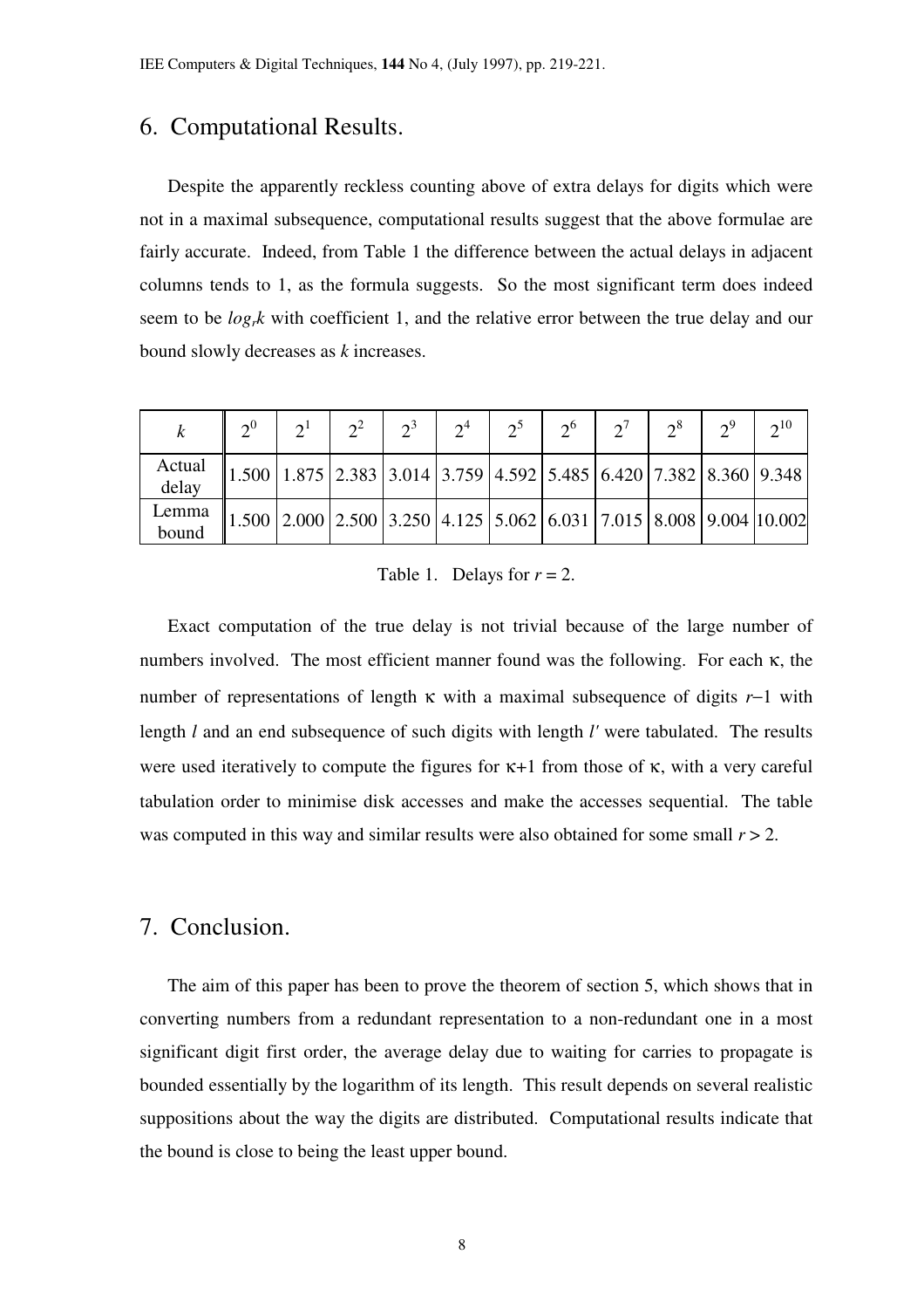## 6. Computational Results.

Despite the apparently reckless counting above of extra delays for digits which were not in a maximal subsequence, computational results suggest that the above formulae are fairly accurate. Indeed, from Table 1 the difference between the actual delays in adjacent columns tends to 1, as the formula suggests. So the most significant term does indeed seem to be $log_r k$ with coefficient 1, and the relative error between the true delay and our bound slowly decreases as $k$ increases.

| $k$ | $2^0$ | $2^1$ | $2^2$ | $2^3$ | $2^4$ | $2^5$ | $2^6$ | $2^7$ | $2^8$ | $2^9$ | $2^{10}$ |
|---|---|---|---|---|---|---|---|---|---|---|---|
| Actual delay | 1.500 | 1.875 | 2.383 | 3.014 | 3.759 | 4.592 | 5.485 | 6.420 | 7.382 | 8.360 | 9.348 |
| Lemma bound | 1.500 | 2.000 | 2.500 | 3.250 | 4.125 | 5.062 | 6.031 | 7.015 | 8.008 | 9.004 | 10.002 |

Table 1. Delays for $r = 2$.

Exact computation of the true delay is not trivial because of the large number of numbers involved. The most efficient manner found was the following. For each $\kappa$, the number of representations of length $\kappa$ with a maximal subsequence of digits $r-1$ with length $l$ and an end subsequence of such digits with length $l'$ were tabulated. The results were used iteratively to compute the figures for $\kappa+1$ from those of $\kappa$, with a very careful tabulation order to minimise disk accesses and make the accesses sequential. The table was computed in this way and similar results were also obtained for some small $r > 2$.

## 7. Conclusion.

The aim of this paper has been to prove the theorem of section 5, which shows that in converting numbers from a redundant representation to a non-redundant one in a most significant digit first order, the average delay due to waiting for carries to propagate is bounded essentially by the logarithm of its length. This result depends on several realistic suppositions about the way the digits are distributed. Computational results indicate that the bound is close to being the least upper bound.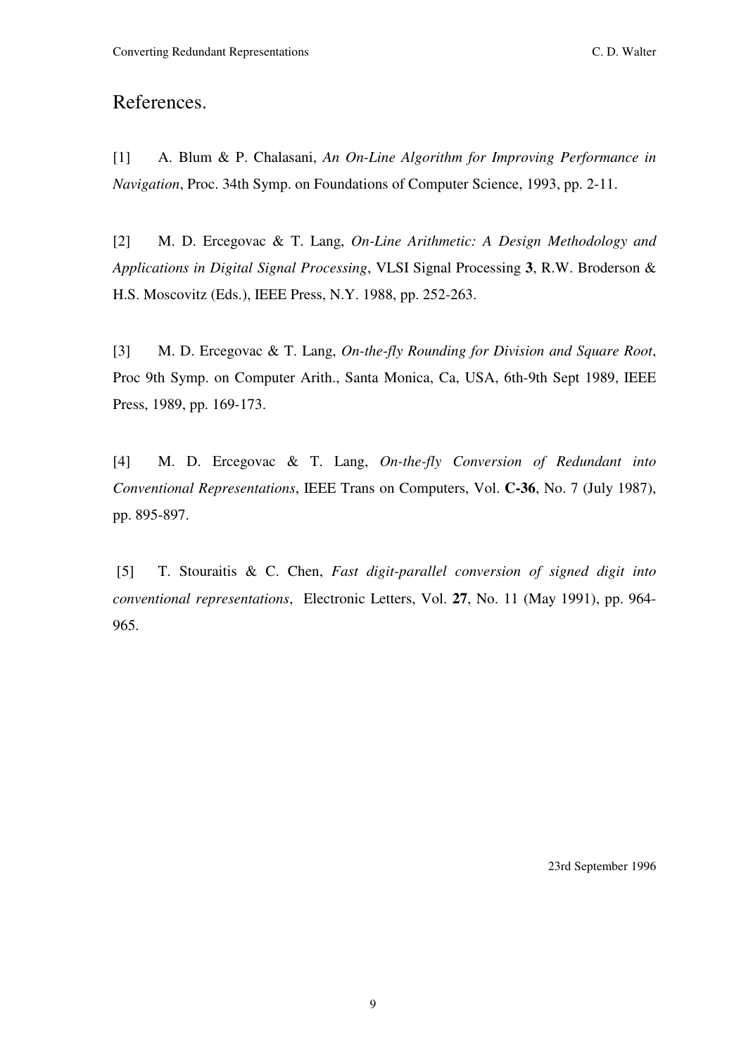# References.

[1] A. Blum & P. Chalasani, *An On-Line Algorithm for Improving Performance in Navigation*, Proc. 34th Symp. on Foundations of Computer Science, 1993, pp. 2-11.

[2] M. D. Ercegovac & T. Lang, *On-Line Arithmetic: A Design Methodology and Applications in Digital Signal Processing*, VLSI Signal Processing **3**, R.W. Broderson & H.S. Moscovitz (Eds.), IEEE Press, N.Y. 1988, pp. 252-263.

[3] M. D. Ercegovac & T. Lang, *On-the-fly Rounding for Division and Square Root*, Proc 9th Symp. on Computer Arith., Santa Monica, Ca, USA, 6th-9th Sept 1989, IEEE Press, 1989, pp. 169-173.

[4] M. D. Ercegovac & T. Lang, *On-the-fly Conversion of Redundant into Conventional Representations*, IEEE Trans on Computers, Vol. **C-36**, No. 7 (July 1987), pp. 895-897.

[5] T. Stouraitis & C. Chen, *Fast digit-parallel conversion of signed digit into conventional representations*, Electronic Letters, Vol. **27**, No. 11 (May 1991), pp. 964-965.

23rd September 1996